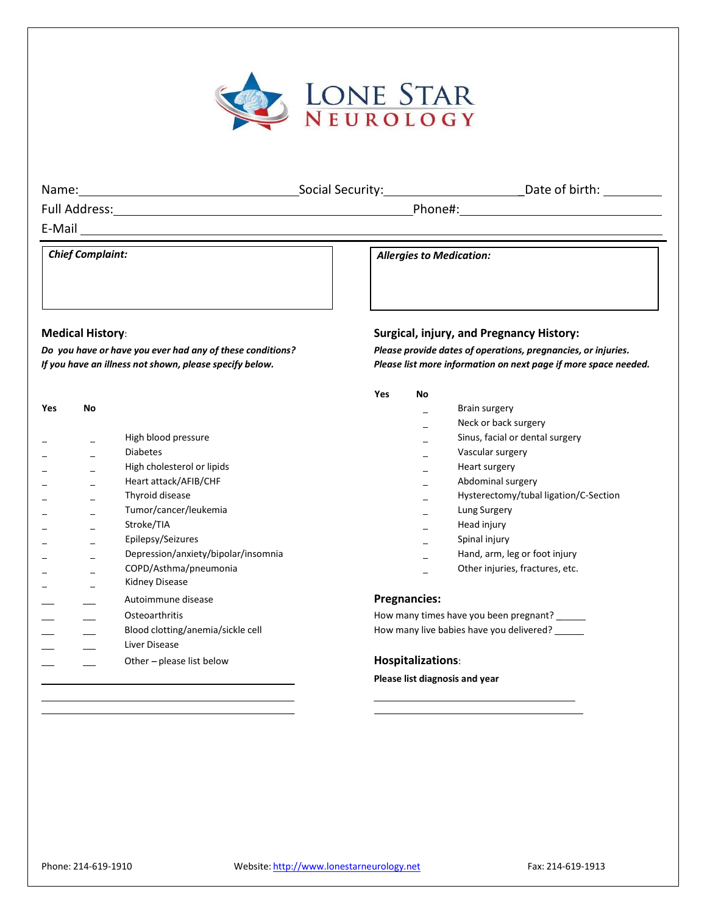# LONE STAR NEUROLOGY

Name: ______________________ Social Security: ______________ Date of birth: ________

Full Address: ______________________________ Phone#: ______________________

E-Mail ______________________________________________

***Chief Complaint:***

***Allergies to Medication:***

## Medical History:

***Do you have or have you ever had any of these conditions?***
***If you have an illness not shown, please specify below.***

| Yes | No | |
|---|---|---|
| _ | _ | High blood pressure |
| _ | _ | Diabetes |
| _ | _ | High cholesterol or lipids |
| _ | _ | Heart attack/AFIB/CHF |
| _ | _ | Thyroid disease |
| _ | _ | Tumor/cancer/leukemia |
| _ | _ | Stroke/TIA |
| _ | _ | Epilepsy/Seizures |
| _ | _ | Depression/anxiety/bipolar/insomnia |
| _ | _ | COPD/Asthma/pneumonia |
| _ | _ | Kidney Disease |
| __ | __ | Autoimmune disease |
| __ | __ | Osteoarthritis |
| __ | __ | Blood clotting/anemia/sickle cell |
| __ | __ | Liver Disease |
| __ | __ | Other – please list below |

______________________________________

______________________________________

______________________________________

## Surgical, injury, and Pregnancy History:

***Please provide dates of operations, pregnancies, or injuries.***
***Please list more information on next page if more space needed.***

| Yes | No | |
|---|---|---|
| | _ | Brain surgery |
| | _ | Neck or back surgery |
| | _ | Sinus, facial or dental surgery |
| | _ | Vascular surgery |
| | _ | Heart surgery |
| | _ | Abdominal surgery |
| | _ | Hysterectomy/tubal ligation/C-Section |
| | _ | Lung Surgery |
| | _ | Head injury |
| | _ | Spinal injury |
| | _ | Hand, arm, leg or foot injury |
| | _ | Other injuries, fractures, etc. |

## Pregnancies:

How many times have you been pregnant? ______

How many live babies have you delivered? ______

## Hospitalizations:

**Please list diagnosis and year**

______________________________________

______________________________________

Phone: 214-619-1910 Website: http://www.lonestarneurology.net Fax: 214-619-1913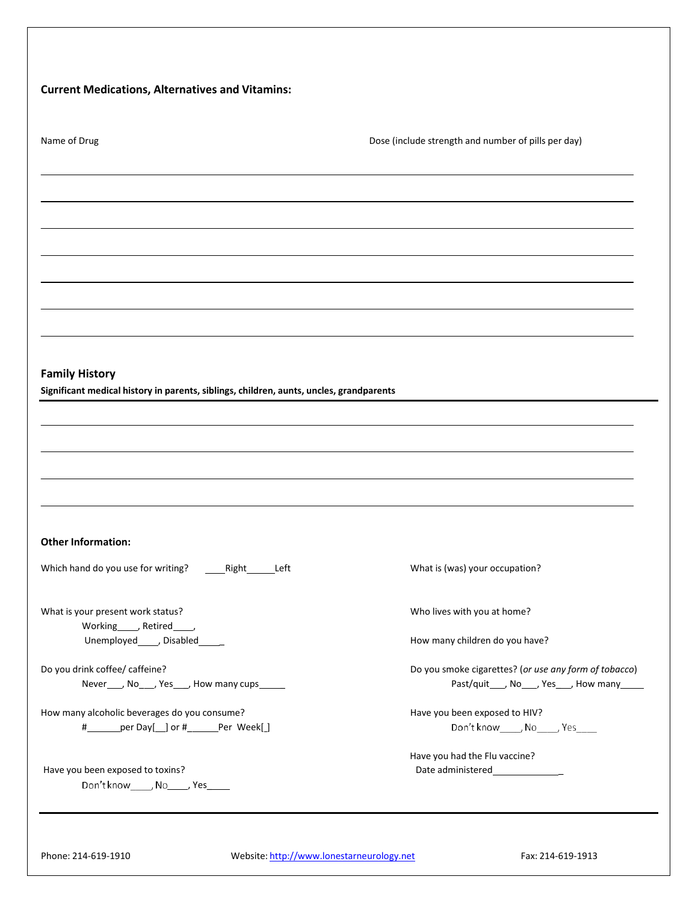**Current Medications, Alternatives and Vitamins:**

| Name of Drug | Dose (include strength and number of pills per day) |
| --- | --- |
| | |
| | |
| | |
| | |
| | |
| | |
| | |

## Family History

**Significant medical history in parents, siblings, children, aunts, uncles, grandparents**

______________________________________________________________________

______________________________________________________________________

______________________________________________________________________

______________________________________________________________________

**Other Information:**

Which hand do you use for writing? ____Right_____Left

What is your present work status?
Working____, Retired____,
Unemployed____, Disabled____

Do you drink coffee/ caffeine?
Never___, No___, Yes___, How many cups_____

How many alcoholic beverages do you consume?
#______per Day[__] or #______Per Week[_]

Have you been exposed to toxins?
Don't know____, No____, Yes____

What is (was) your occupation?

Who lives with you at home?

How many children do you have?

Do you smoke cigarettes? (*or use any form of tobacco*)
Past/quit___, No___, Yes___, How many_____

Have you been exposed to HIV?
Don't know____, No____, Yes____

Have you had the Flu vaccine?
Date administered_____________

Phone: 214-619-1910 Website: http://www.lonestarneurology.net Fax: 214-619-1913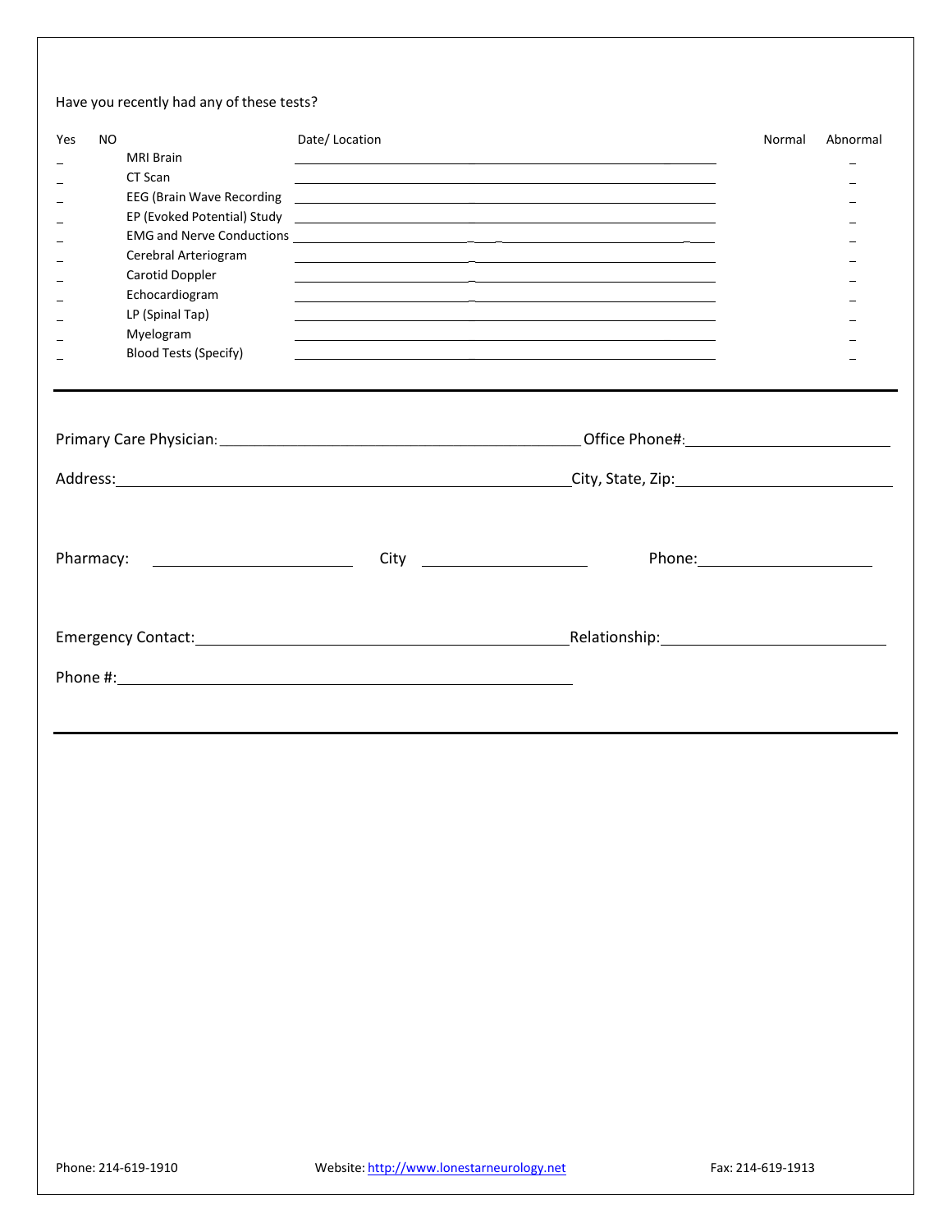Have you recently had any of these tests?

| Yes | NO | | Date/ Location | Normal | Abnormal |
|---|---|---|---|---|---|
| _ | | MRI Brain | | | _ |
| _ | | CT Scan | | | _ |
| _ | | EEG (Brain Wave Recording | | | _ |
| _ | | EP (Evoked Potential) Study | | | _ |
| _ | | EMG and Nerve Conductions | | | _ |
| _ | | Cerebral Arteriogram | | | _ |
| _ | | Carotid Doppler | | | _ |
| _ | | Echocardiogram | | | _ |
| _ | | LP (Spinal Tap) | | | _ |
| _ | | Myelogram | | | _ |
| _ | | Blood Tests (Specify) | | | _ |

---

Primary Care Physician: ______________________________ Office Phone#: ____________________

Address: ______________________________ City, State, Zip: ____________________

Pharmacy: ____________________ City ____________________ Phone: ____________________

Emergency Contact: ______________________________ Relationship: ____________________

Phone #: ______________________________

---

Phone: 214-619-1910 Website: [http://www.lonestarneurology.net](http://www.lonestarneurology.net) Fax: 214-619-1913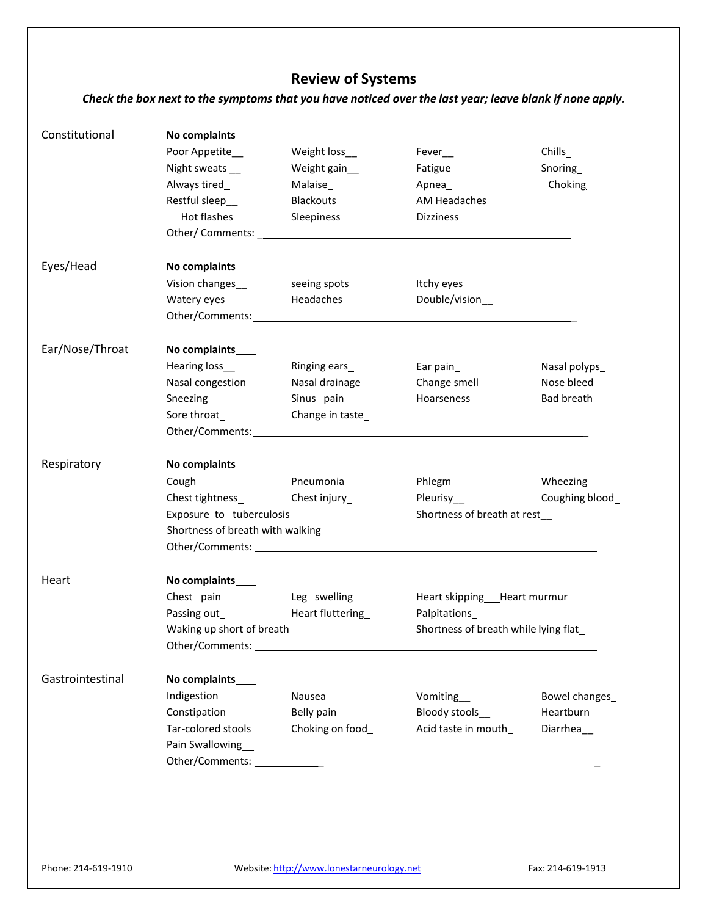# Review of Systems

***Check the box next to the symptoms that you have noticed over the last year; leave blank if none apply.***

| Constitutional | **No complaints**____ | | | |
|---|---|---|---|---|
| | Poor Appetite__ | Weight loss__ | Fever__ | Chills_ |
| | Night sweats __ | Weight gain__ | Fatigue | Snoring_ |
| | Always tired_ | Malaise_ | Apnea_ | Choking |
| | Restful sleep__ | Blackouts | AM Headaches_ | |
| | Hot flashes | Sleepiness_ | Dizziness | |
| | Other/ Comments: ____________________________________________ | | | |

| Eyes/Head | **No complaints**____ | | |
|---|---|---|---|
| | Vision changes__ | seeing spots_ | Itchy eyes_ |
| | Watery eyes_ | Headaches_ | Double/vision__ |
| | Other/Comments:____________________________________________ | | |

| Ear/Nose/Throat | **No complaints**____ | | | |
|---|---|---|---|---|
| | Hearing loss__ | Ringing ears_ | Ear pain_ | Nasal polyps_ |
| | Nasal congestion | Nasal drainage | Change smell | Nose bleed |
| | Sneezing_ | Sinus pain | Hoarseness_ | Bad breath_ |
| | Sore throat_ | Change in taste_ | | |
| | Other/Comments:____________________________________________ | | | |

| Respiratory | **No complaints**____ | | | |
|---|---|---|---|---|
| | Cough_ | Pneumonia_ | Phlegm_ | Wheezing_ |
| | Chest tightness_ | Chest injury_ | Pleurisy__ | Coughing blood_ |
| | Exposure to tuberculosis | | Shortness of breath at rest__ | |
| | Shortness of breath with walking_ | | | |
| | Other/Comments: ____________________________________________ | | | |

| Heart | **No complaints**____ | | |
|---|---|---|---|
| | Chest pain | Leg swelling | Heart skipping___Heart murmur |
| | Passing out_ | Heart fluttering_ | Palpitations_ |
| | Waking up short of breath | | Shortness of breath while lying flat_ |
| | Other/Comments: ____________________________________________ | | |

| Gastrointestinal | **No complaints**____ | | | |
|---|---|---|---|---|
| | Indigestion | Nausea | Vomiting__ | Bowel changes_ |
| | Constipation_ | Belly pain_ | Bloody stools__ | Heartburn_ |
| | Tar-colored stools | Choking on food_ | Acid taste in mouth_ | Diarrhea__ |
| | Pain Swallowing__ | | | |
| | Other/Comments: ____________________________________________ | | | |

Phone: 214-619-1910 Website: http://www.lonestarneurology.net Fax: 214-619-1913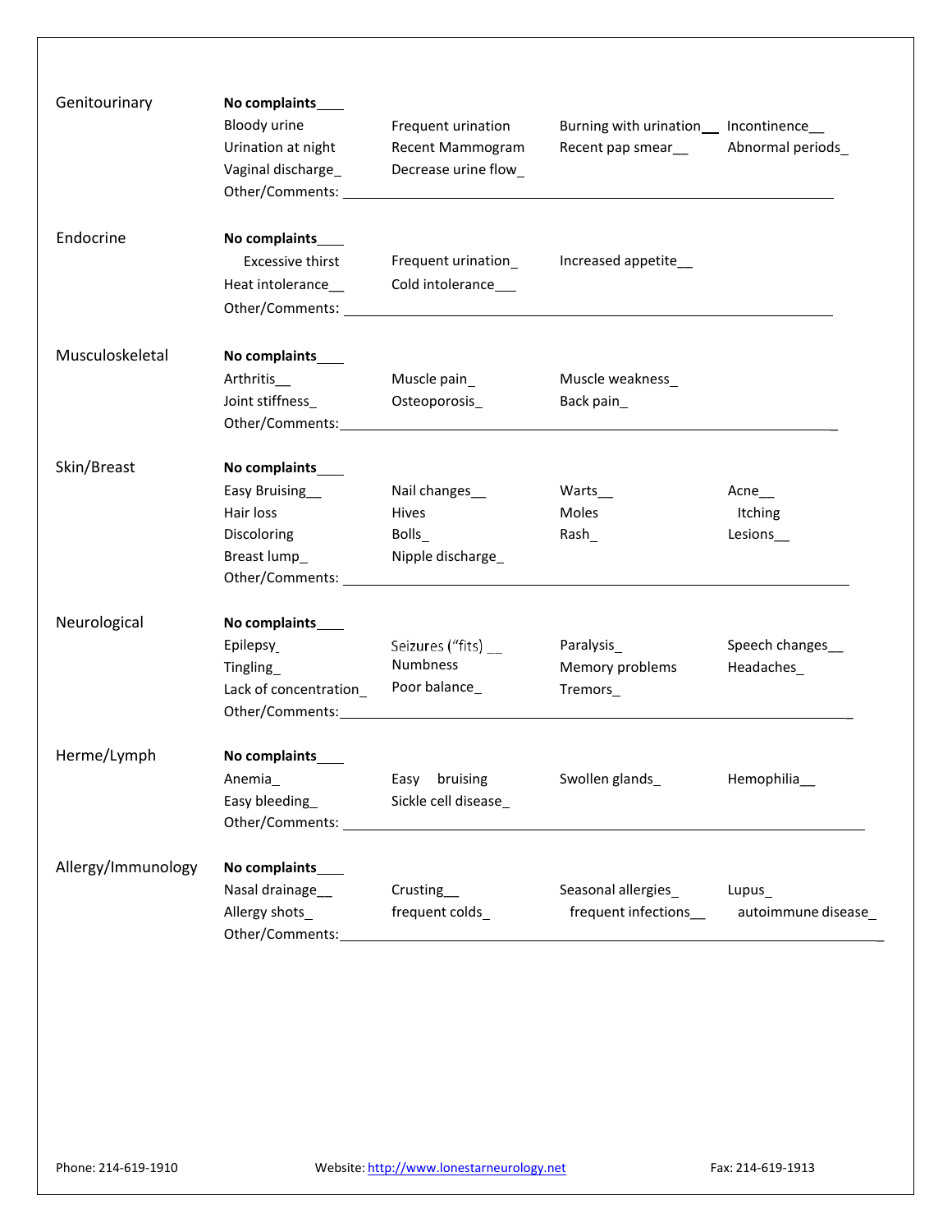## Genitourinary

**No complaints___**

| | | | |
|---|---|---|---|
| Bloody urine | Frequent urination | Burning with urination__ | Incontinence__ |
| Urination at night | Recent Mammogram | Recent pap smear__ | Abnormal periods_ |
| Vaginal discharge_ | Decrease urine flow_ | | |

Other/Comments: ______________________________________________

## Endocrine

**No complaints___**

| | | |
|---|---|---|
| Excessive thirst | Frequent urination_ | Increased appetite__ |
| Heat intolerance__ | Cold intolerance___ | |

Other/Comments: ______________________________________________

## Musculoskeletal

**No complaints___**

| | | |
|---|---|---|
| Arthritis__ | Muscle pain_ | Muscle weakness_ |
| Joint stiffness_ | Osteoporosis_ | Back pain_ |

Other/Comments: ______________________________________________

## Skin/Breast

**No complaints___**

| | | | |
|---|---|---|---|
| Easy Bruising__ | Nail changes__ | Warts__ | Acne__ |
| Hair loss | Hives | Moles | Itching |
| Discoloring | Bolls_ | Rash_ | Lesions__ |
| Breast lump_ | Nipple discharge_ | | |

Other/Comments: ______________________________________________

## Neurological

**No complaints___**

| | | | |
|---|---|---|---|
| Epilepsy_ | Seizures ("fits) __ | Paralysis_ | Speech changes__ |
| Tingling_ | Numbness | Memory problems | Headaches_ |
| Lack of concentration_ | Poor balance_ | Tremors_ | |

Other/Comments: ______________________________________________

## Herme/Lymph

**No complaints___**

| | | | |
|---|---|---|---|
| Anemia_ | Easy bruising | Swollen glands_ | Hemophilia__ |
| Easy bleeding_ | Sickle cell disease_ | | |

Other/Comments: ______________________________________________

## Allergy/Immunology

**No complaints___**

| | | | |
|---|---|---|---|
| Nasal drainage__ | Crusting__ | Seasonal allergies_ | Lupus_ |
| Allergy shots_ | frequent colds_ | frequent infections__ | autoimmune disease_ |

Other/Comments: ______________________________________________

Phone: 214-619-1910 Website: http://www.lonestarneurology.net Fax: 214-619-1913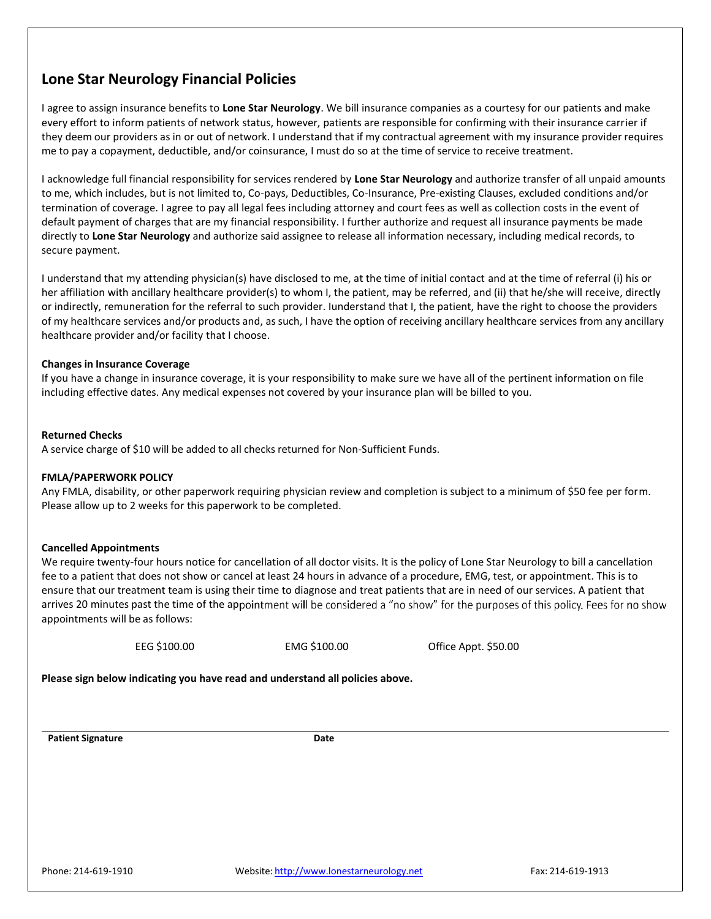# Lone Star Neurology Financial Policies

I agree to assign insurance benefits to **Lone Star Neurology**. We bill insurance companies as a courtesy for our patients and make every effort to inform patients of network status, however, patients are responsible for confirming with their insurance carrier if they deem our providers as in or out of network. I understand that if my contractual agreement with my insurance provider requires me to pay a copayment, deductible, and/or coinsurance, I must do so at the time of service to receive treatment.

I acknowledge full financial responsibility for services rendered by **Lone Star Neurology** and authorize transfer of all unpaid amounts to me, which includes, but is not limited to, Co-pays, Deductibles, Co-Insurance, Pre-existing Clauses, excluded conditions and/or termination of coverage. I agree to pay all legal fees including attorney and court fees as well as collection costs in the event of default payment of charges that are my financial responsibility. I further authorize and request all insurance payments be made directly to **Lone Star Neurology** and authorize said assignee to release all information necessary, including medical records, to secure payment.

I understand that my attending physician(s) have disclosed to me, at the time of initial contact and at the time of referral (i) his or her affiliation with ancillary healthcare provider(s) to whom I, the patient, may be referred, and (ii) that he/she will receive, directly or indirectly, remuneration for the referral to such provider. Iunderstand that I, the patient, have the right to choose the providers of my healthcare services and/or products and, as such, I have the option of receiving ancillary healthcare services from any ancillary healthcare provider and/or facility that I choose.

**Changes in Insurance Coverage**
If you have a change in insurance coverage, it is your responsibility to make sure we have all of the pertinent information on file including effective dates. Any medical expenses not covered by your insurance plan will be billed to you.

**Returned Checks**
A service charge of $10 will be added to all checks returned for Non-Sufficient Funds.

**FMLA/PAPERWORK POLICY**
Any FMLA, disability, or other paperwork requiring physician review and completion is subject to a minimum of $50 fee per form. Please allow up to 2 weeks for this paperwork to be completed.

**Cancelled Appointments**
We require twenty-four hours notice for cancellation of all doctor visits. It is the policy of Lone Star Neurology to bill a cancellation fee to a patient that does not show or cancel at least 24 hours in advance of a procedure, EMG, test, or appointment. This is to ensure that our treatment team is using their time to diagnose and treat patients that are in need of our services. A patient that arrives 20 minutes past the time of the appointment will be considered a "no show" for the purposes of this policy. Fees for no show appointments will be as follows:

EEG $100.00    EMG $100.00    Office Appt. $50.00

**Please sign below indicating you have read and understand all policies above.**

______________________________________________

**Patient Signature**    **Date**

Phone: 214-619-1910    Website: http://www.lonestarneurology.net    Fax: 214-619-1913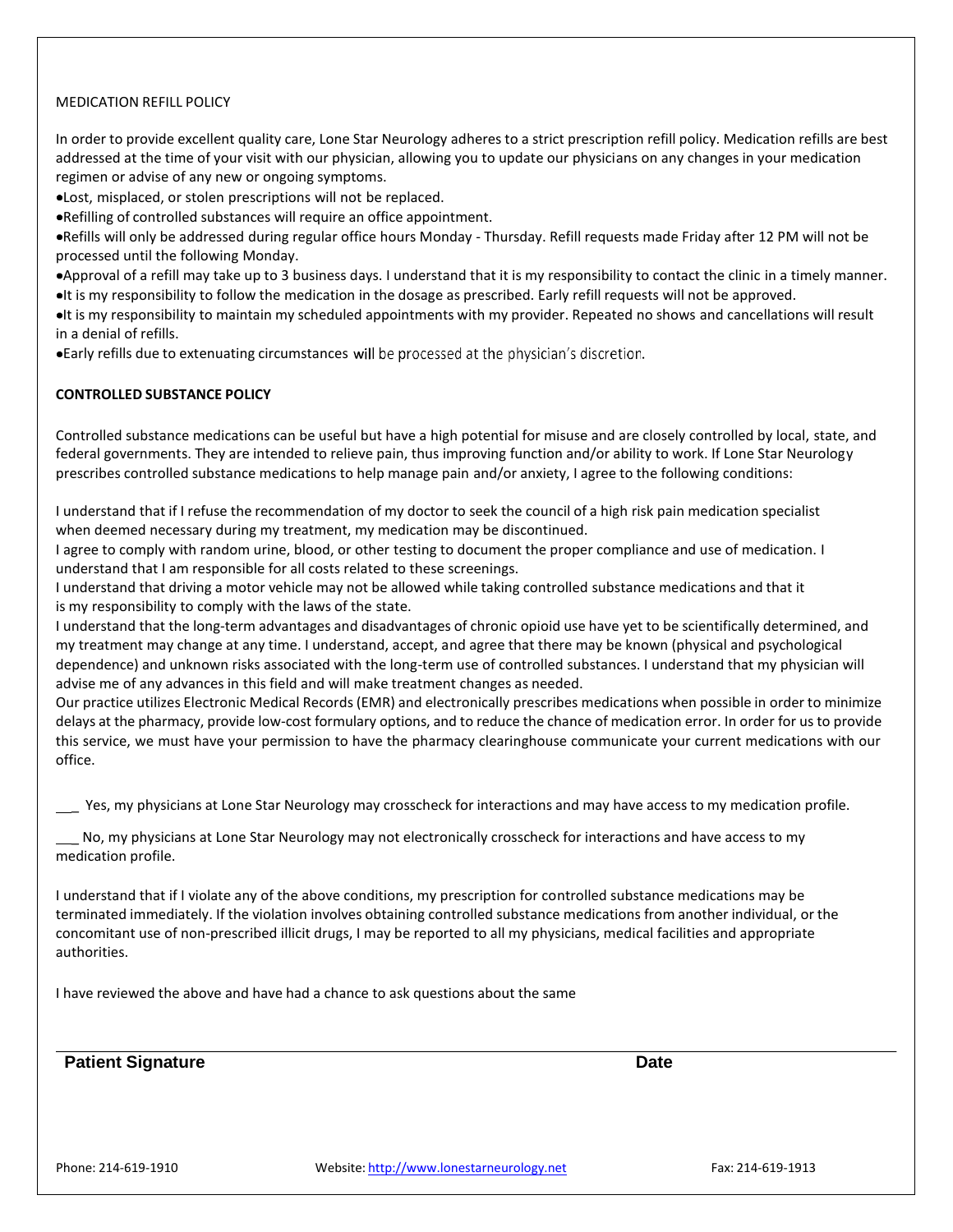MEDICATION REFILL POLICY

In order to provide excellent quality care, Lone Star Neurology adheres to a strict prescription refill policy. Medication refills are best addressed at the time of your visit with our physician, allowing you to update our physicians on any changes in your medication regimen or advise of any new or ongoing symptoms.

- Lost, misplaced, or stolen prescriptions will not be replaced.
- Refilling of controlled substances will require an office appointment.
- Refills will only be addressed during regular office hours Monday - Thursday. Refill requests made Friday after 12 PM will not be processed until the following Monday.
- Approval of a refill may take up to 3 business days. I understand that it is my responsibility to contact the clinic in a timely manner.
- It is my responsibility to follow the medication in the dosage as prescribed. Early refill requests will not be approved.
- It is my responsibility to maintain my scheduled appointments with my provider. Repeated no shows and cancellations will result in a denial of refills.
- Early refills due to extenuating circumstances will be processed at the physician's discretion.

**CONTROLLED SUBSTANCE POLICY**

Controlled substance medications can be useful but have a high potential for misuse and are closely controlled by local, state, and federal governments. They are intended to relieve pain, thus improving function and/or ability to work. If Lone Star Neurology prescribes controlled substance medications to help manage pain and/or anxiety, I agree to the following conditions:

I understand that if I refuse the recommendation of my doctor to seek the council of a high risk pain medication specialist when deemed necessary during my treatment, my medication may be discontinued.
I agree to comply with random urine, blood, or other testing to document the proper compliance and use of medication. I understand that I am responsible for all costs related to these screenings.
I understand that driving a motor vehicle may not be allowed while taking controlled substance medications and that it is my responsibility to comply with the laws of the state.
I understand that the long-term advantages and disadvantages of chronic opioid use have yet to be scientifically determined, and my treatment may change at any time. I understand, accept, and agree that there may be known (physical and psychological dependence) and unknown risks associated with the long-term use of controlled substances. I understand that my physician will advise me of any advances in this field and will make treatment changes as needed.
Our practice utilizes Electronic Medical Records (EMR) and electronically prescribes medications when possible in order to minimize delays at the pharmacy, provide low-cost formulary options, and to reduce the chance of medication error. In order for us to provide this service, we must have your permission to have the pharmacy clearinghouse communicate your current medications with our office.

___ Yes, my physicians at Lone Star Neurology may crosscheck for interactions and may have access to my medication profile.

___ No, my physicians at Lone Star Neurology may not electronically crosscheck for interactions and have access to my medication profile.

I understand that if I violate any of the above conditions, my prescription for controlled substance medications may be terminated immediately. If the violation involves obtaining controlled substance medications from another individual, or the concomitant use of non-prescribed illicit drugs, I may be reported to all my physicians, medical facilities and appropriate authorities.

I have reviewed the above and have had a chance to ask questions about the same

**Patient Signature** **Date**

Phone: 214-619-1910 Website: http://www.lonestarneurology.net Fax: 214-619-1913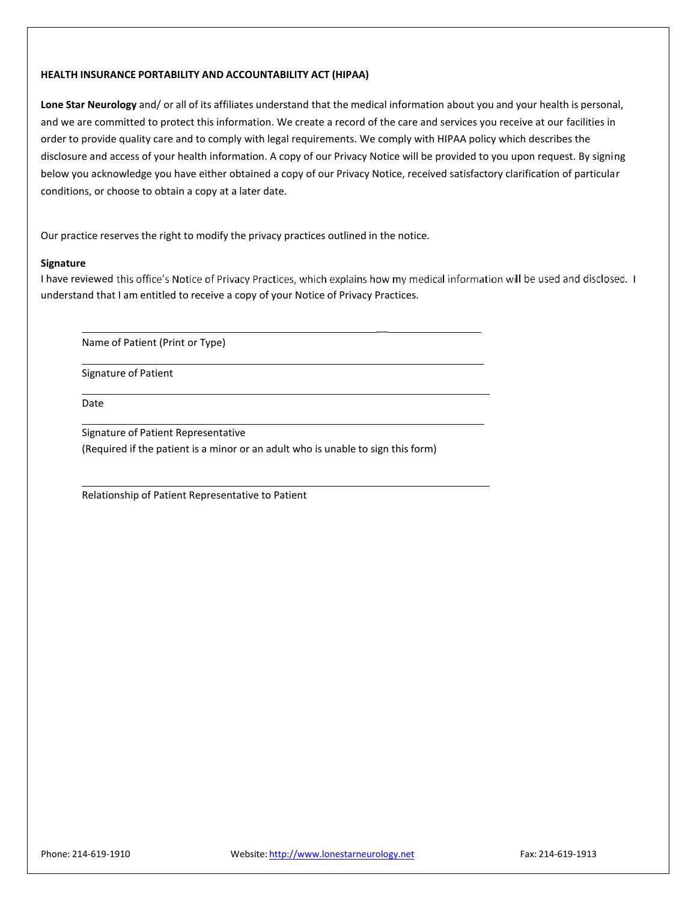**HEALTH INSURANCE PORTABILITY AND ACCOUNTABILITY ACT (HIPAA)**

**Lone Star Neurology** and/ or all of its affiliates understand that the medical information about you and your health is personal, and we are committed to protect this information. We create a record of the care and services you receive at our facilities in order to provide quality care and to comply with legal requirements. We comply with HIPAA policy which describes the disclosure and access of your health information. A copy of our Privacy Notice will be provided to you upon request. By signing below you acknowledge you have either obtained a copy of our Privacy Notice, received satisfactory clarification of particular conditions, or choose to obtain a copy at a later date.

Our practice reserves the right to modify the privacy practices outlined in the notice.

**Signature**

I have reviewed this office's Notice of Privacy Practices, which explains how my medical information will be used and disclosed. I understand that I am entitled to receive a copy of your Notice of Privacy Practices.

______________________________________________

Name of Patient (Print or Type)

______________________________________________

Signature of Patient

______________________________________________

Date

______________________________________________

Signature of Patient Representative

(Required if the patient is a minor or an adult who is unable to sign this form)

______________________________________________

Relationship of Patient Representative to Patient

Phone: 214-619-1910 Website: http://www.lonestarneurology.net Fax: 214-619-1913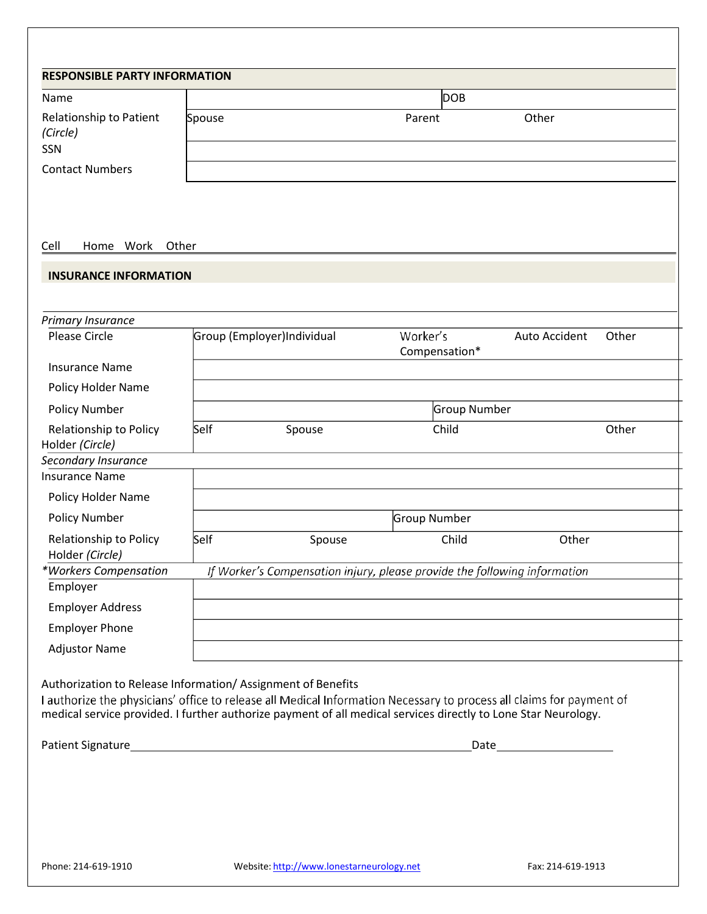## RESPONSIBLE PARTY INFORMATION

| | | | |
|---|---|---|---|
| Name | | DOB | |
| Relationship to Patient *(Circle)* | Spouse | Parent | Other |
| SSN | | | |
| Contact Numbers | | | |

Cell Home Work Other

## INSURANCE INFORMATION

*Primary Insurance*

| | | | | | |
|---|---|---|---|---|---|
| Please Circle | Group (Employer) | Individual | Worker's Compensation* | Auto Accident | Other |
| Insurance Name | | | | | |
| Policy Holder Name | | | | | |
| Policy Number | | | Group Number | | |
| Relationship to Policy Holder *(Circle)* | Self | Spouse | Child | | Other |

*Secondary Insurance*

| | | | | |
|---|---|---|---|---|
| Insurance Name | | | | |
| Policy Holder Name | | | | |
| Policy Number | | Group Number | | |
| Relationship to Policy Holder *(Circle)* | Self | Spouse | Child | Other |

**Workers Compensation* — *If Worker's Compensation injury, please provide the following information*

| | |
|---|---|
| Employer | |
| Employer Address | |
| Employer Phone | |
| Adjustor Name | |

Authorization to Release Information/ Assignment of Benefits

I authorize the physicians' office to release all Medical Information Necessary to process all claims for payment of medical service provided. I further authorize payment of all medical services directly to Lone Star Neurology.

Patient Signature\_\_\_\_\_\_\_\_\_\_\_\_\_\_\_\_\_\_\_\_\_\_\_\_\_\_\_\_\_\_\_\_\_\_\_\_\_\_\_\_ Date\_\_\_\_\_\_\_\_\_\_\_\_\_\_\_

Phone: 214-619-1910 Website: http://www.lonestarneurology.net Fax: 214-619-1913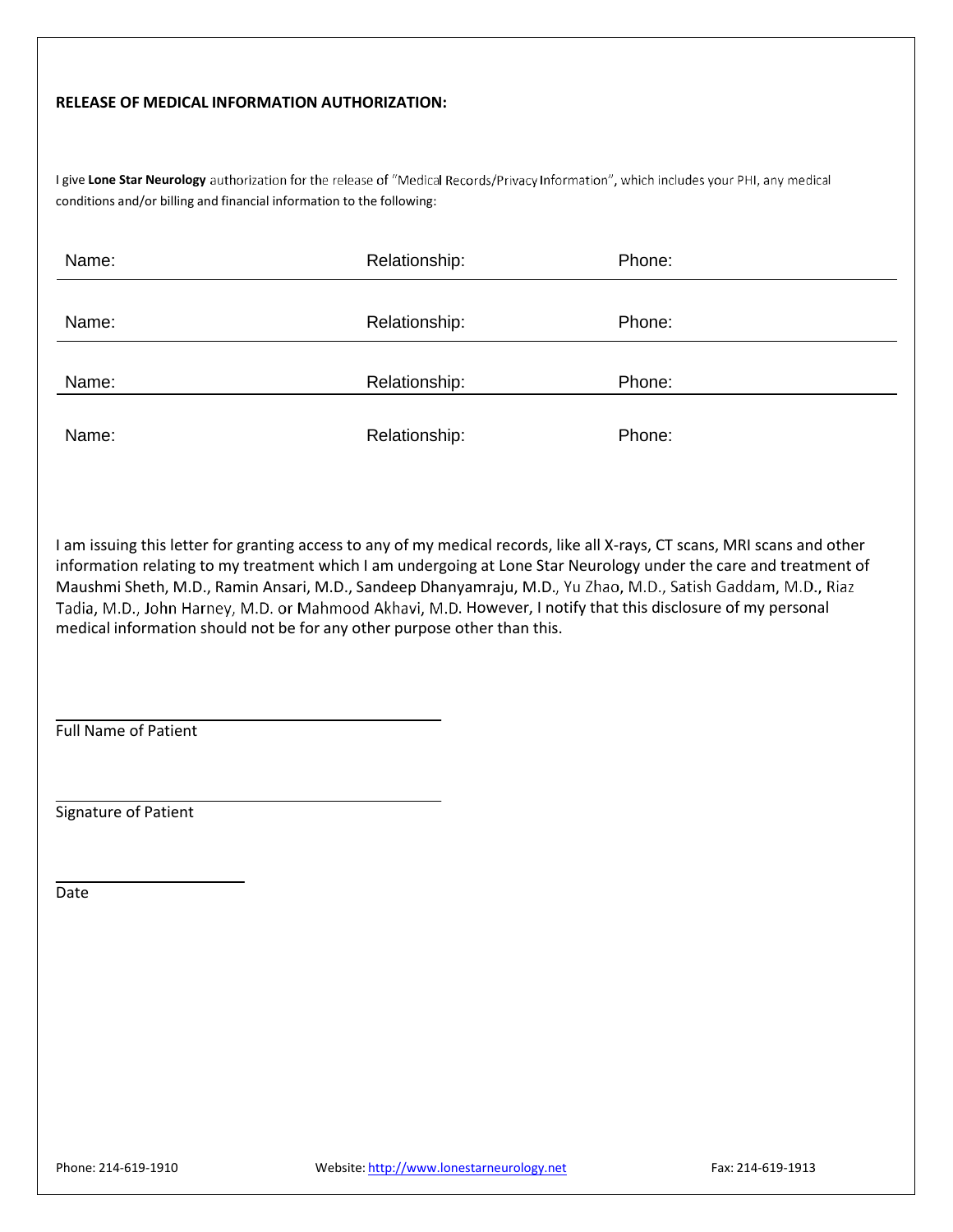**RELEASE OF MEDICAL INFORMATION AUTHORIZATION:**

I give **Lone Star Neurology** authorization for the release of "Medical Records/Privacy Information", which includes your PHI, any medical conditions and/or billing and financial information to the following:

| | | |
|---|---|---|
| Name: | Relationship: | Phone: |
| Name: | Relationship: | Phone: |
| Name: | Relationship: | Phone: |
| Name: | Relationship: | Phone: |

I am issuing this letter for granting access to any of my medical records, like all X-rays, CT scans, MRI scans and other information relating to my treatment which I am undergoing at Lone Star Neurology under the care and treatment of Maushmi Sheth, M.D., Ramin Ansari, M.D., Sandeep Dhanyamraju, M.D., Yu Zhao, M.D., Satish Gaddam, M.D., Riaz Tadia, M.D., John Harney, M.D. or Mahmood Akhavi, M.D. However, I notify that this disclosure of my personal medical information should not be for any other purpose other than this.

\_\_\_\_\_\_\_\_\_\_\_\_\_\_\_\_\_\_\_\_\_\_\_\_\_\_\_\_\_\_\_\_\_\_\_\_\_\_\_\_

Full Name of Patient

\_\_\_\_\_\_\_\_\_\_\_\_\_\_\_\_\_\_\_\_\_\_\_\_\_\_\_\_\_\_\_\_\_\_\_\_\_\_\_\_

Signature of Patient

\_\_\_\_\_\_\_\_\_\_\_\_\_\_\_\_\_\_\_\_

Date

Phone: 214-619-1910 Website: http://www.lonestarneurology.net Fax: 214-619-1913